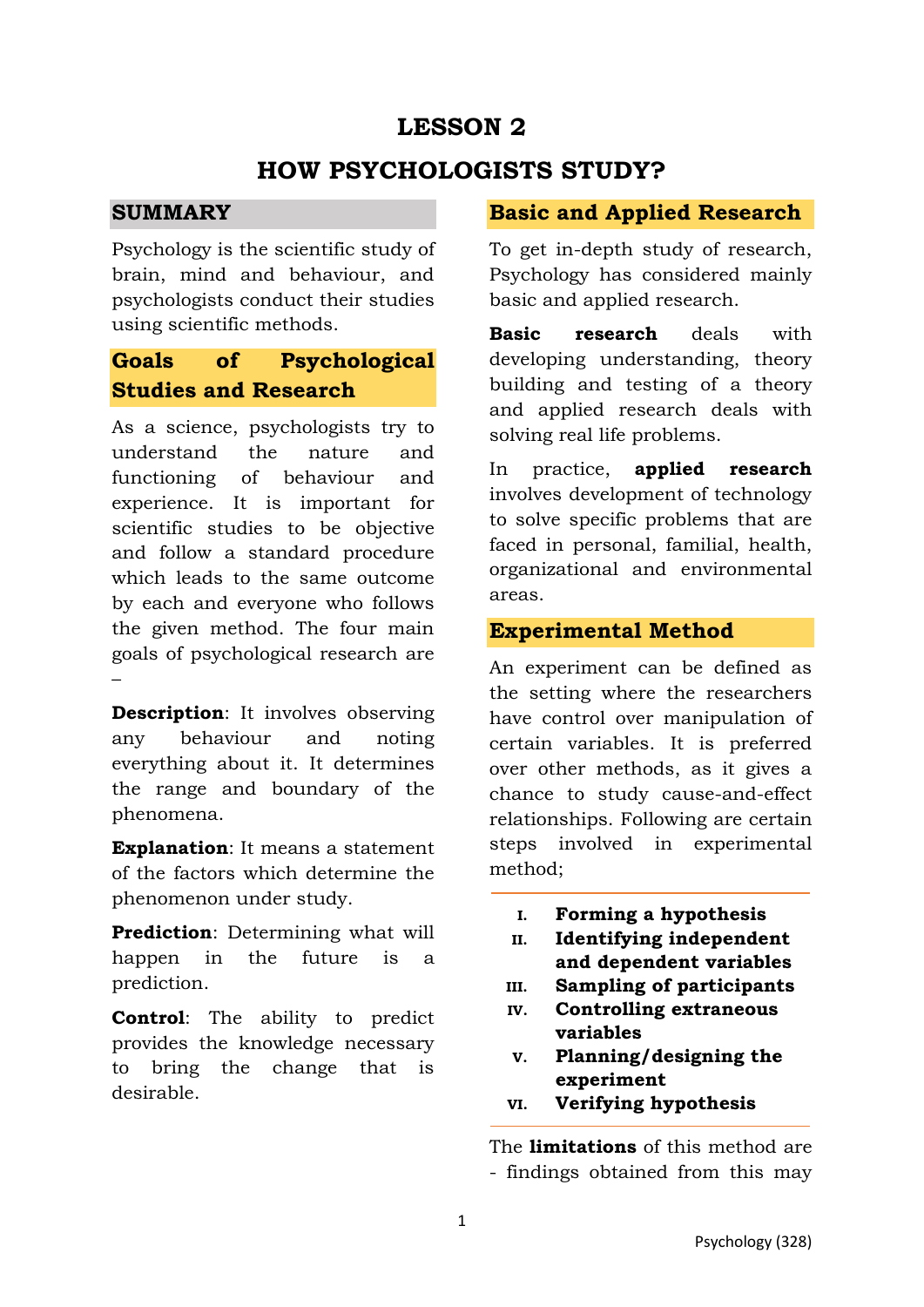# LESSON 2

# HOW PSYCHOLOGISTS STUDY?

## SUMMARY

Psychology is the scientific study of brain, mind and behaviour, and psychologists conduct their studies using scientific methods.

## Goals of Psychological Studies and Research

As a science, psychologists try to understand the nature and functioning of behaviour and experience. It is important for scientific studies to be objective and follow a standard procedure which leads to the same outcome by each and everyone who follows the given method. The four main goals of psychological research are –

**Description**: It involves observing any behaviour and noting everything about it. It determines the range and boundary of the phenomena.

**Explanation**: It means a statement of the factors which determine the phenomenon under study.

**Prediction**: Determining what will happen in the future is a prediction.

**Control**: The ability to predict provides the knowledge necessary to bring the change that is desirable.

## Basic and Applied Research

To get in-depth study of research, Psychology has considered mainly basic and applied research.

**Basic research** deals with developing understanding, theory building and testing of a theory and applied research deals with solving real life problems.

In practice, **applied research** involves development of technology to solve specific problems that are faced in personal, familial, health, organizational and environmental areas.

## Experimental Method

An experiment can be defined as the setting where the researchers have control over manipulation of certain variables. It is preferred over other methods, as it gives a chance to study cause-and-effect relationships. Following are certain steps involved in experimental method;

I. **Forming a hypothesis**
II. **Identifying independent and dependent variables**
III. **Sampling of participants**
IV. **Controlling extraneous variables**
V. **Planning/designing the experiment**
VI. **Verifying hypothesis**

The **limitations** of this method are - findings obtained from this may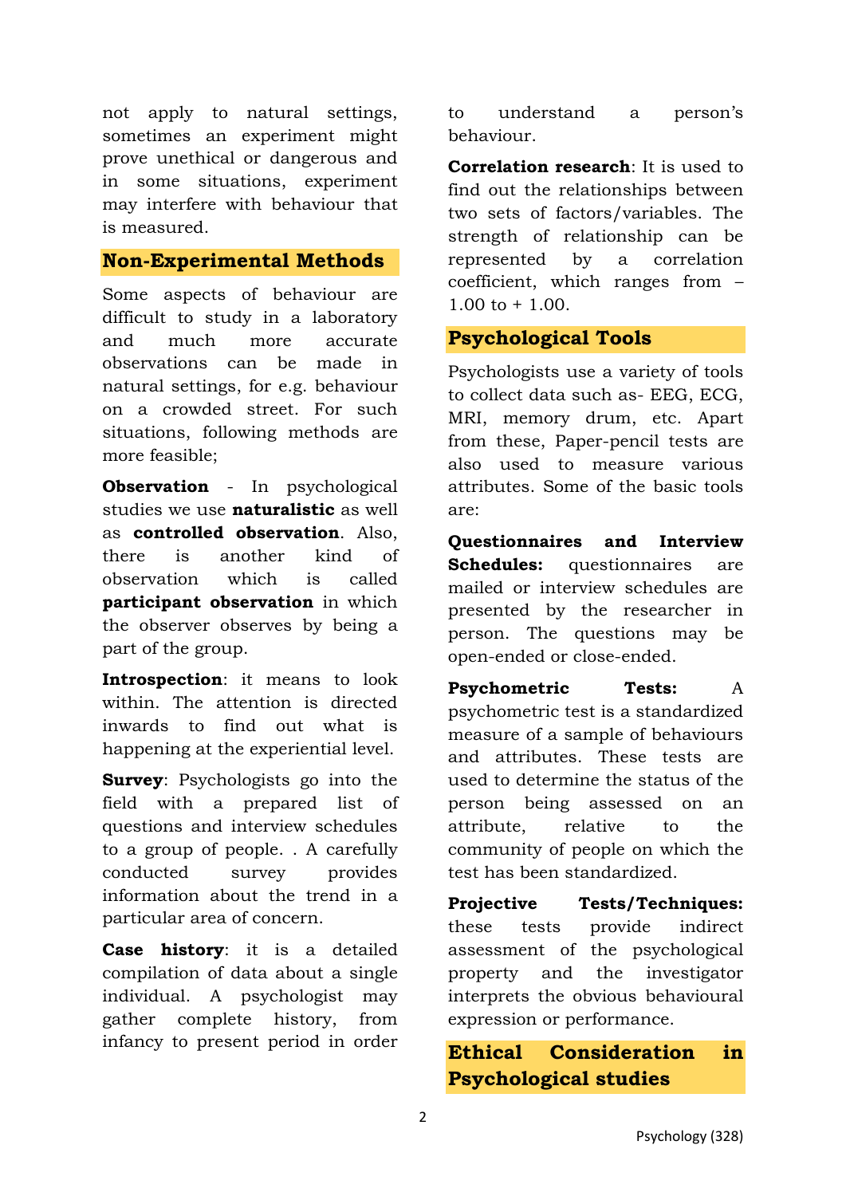not apply to natural settings, sometimes an experiment might prove unethical or dangerous and in some situations, experiment may interfere with behaviour that is measured.

## Non-Experimental Methods

Some aspects of behaviour are difficult to study in a laboratory and much more accurate observations can be made in natural settings, for e.g. behaviour on a crowded street. For such situations, following methods are more feasible;

**Observation** - In psychological studies we use **naturalistic** as well as **controlled observation**. Also, there is another kind of observation which is called **participant observation** in which the observer observes by being a part of the group.

**Introspection**: it means to look within. The attention is directed inwards to find out what is happening at the experiential level.

**Survey**: Psychologists go into the field with a prepared list of questions and interview schedules to a group of people. . A carefully conducted survey provides information about the trend in a particular area of concern.

**Case history**: it is a detailed compilation of data about a single individual. A psychologist may gather complete history, from infancy to present period in order to understand a person's behaviour.

**Correlation research**: It is used to find out the relationships between two sets of factors/variables. The strength of relationship can be represented by a correlation coefficient, which ranges from – 1.00 to + 1.00.

## Psychological Tools

Psychologists use a variety of tools to collect data such as- EEG, ECG, MRI, memory drum, etc. Apart from these, Paper-pencil tests are also used to measure various attributes. Some of the basic tools are:

**Questionnaires and Interview Schedules:** questionnaires are mailed or interview schedules are presented by the researcher in person. The questions may be open-ended or close-ended.

**Psychometric Tests:** A psychometric test is a standardized measure of a sample of behaviours and attributes. These tests are used to determine the status of the person being assessed on an attribute, relative to the community of people on which the test has been standardized.

**Projective Tests/Techniques:** these tests provide indirect assessment of the psychological property and the investigator interprets the obvious behavioural expression or performance.

## Ethical Consideration in Psychological studies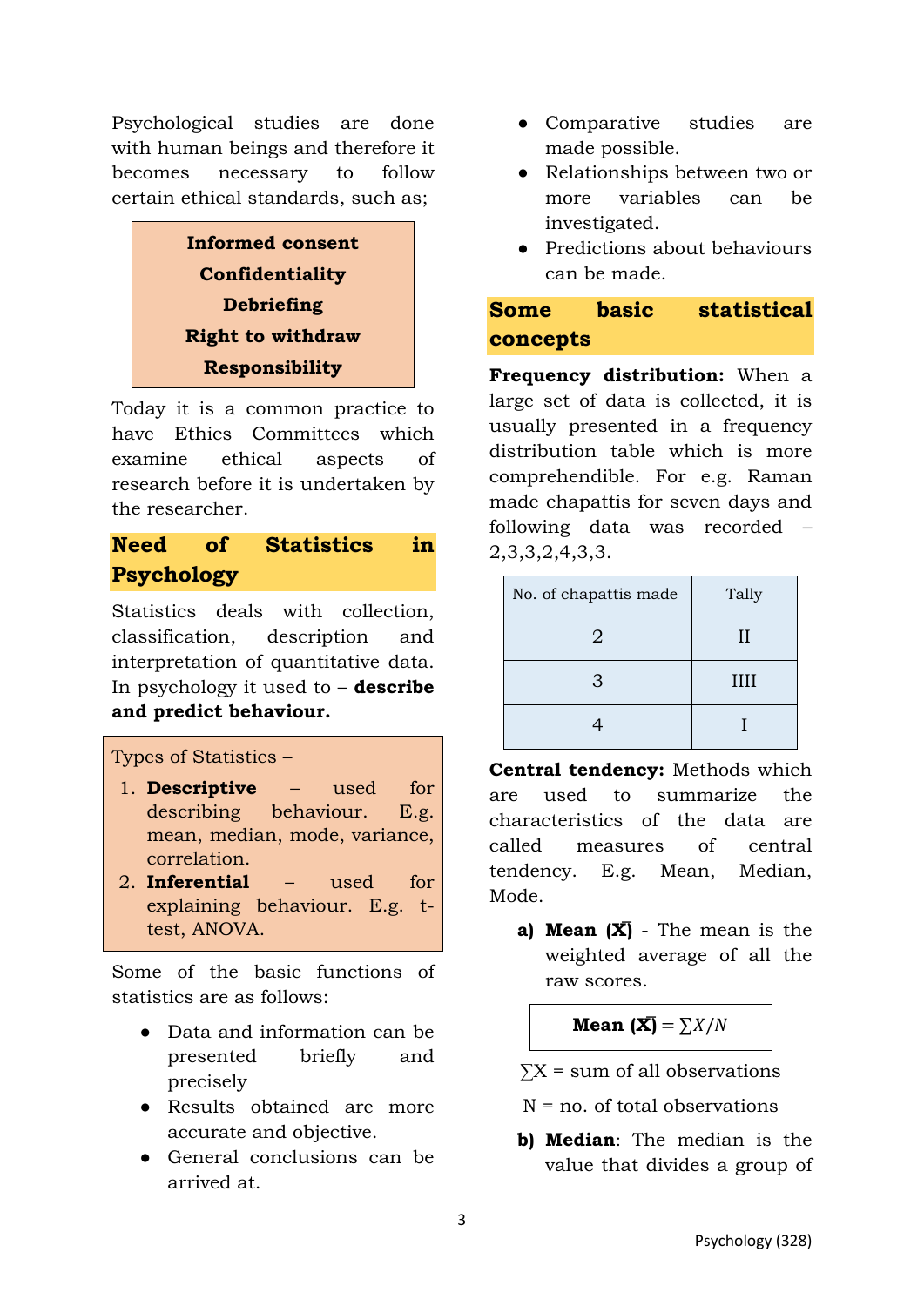Psychological studies are done with human beings and therefore it becomes necessary to follow certain ethical standards, such as;

**Informed consent**
**Confidentiality**
**Debriefing**
**Right to withdraw**
**Responsibility**

Today it is a common practice to have Ethics Committees which examine ethical aspects of research before it is undertaken by the researcher.

## Need of Statistics in Psychology

Statistics deals with collection, classification, description and interpretation of quantitative data. In psychology it used to – **describe and predict behaviour.**

Types of Statistics –

1. **Descriptive** – used for describing behaviour. E.g. mean, median, mode, variance, correlation.
2. **Inferential** – used for explaining behaviour. E.g. t-test, ANOVA.

Some of the basic functions of statistics are as follows:

- Data and information can be presented briefly and precisely
- Results obtained are more accurate and objective.
- General conclusions can be arrived at.
- Comparative studies are made possible.
- Relationships between two or more variables can be investigated.
- Predictions about behaviours can be made.

## Some basic statistical concepts

**Frequency distribution:** When a large set of data is collected, it is usually presented in a frequency distribution table which is more comprehendible. For e.g. Raman made chapattis for seven days and following data was recorded – 2,3,3,2,4,3,3.

| No. of chapattis made | Tally |
|---|---|
| 2 | II |
| 3 | IIII |
| 4 | I |

**Central tendency:** Methods which are used to summarize the characteristics of the data are called measures of central tendency. E.g. Mean, Median, Mode.

**a) Mean ($\bar{X}$)** - The mean is the weighted average of all the raw scores.

$$\textbf{Mean } (\bar{X}) = \sum X / N$$

$\sum X$ = sum of all observations

N = no. of total observations

**b) Median**: The median is the value that divides a group of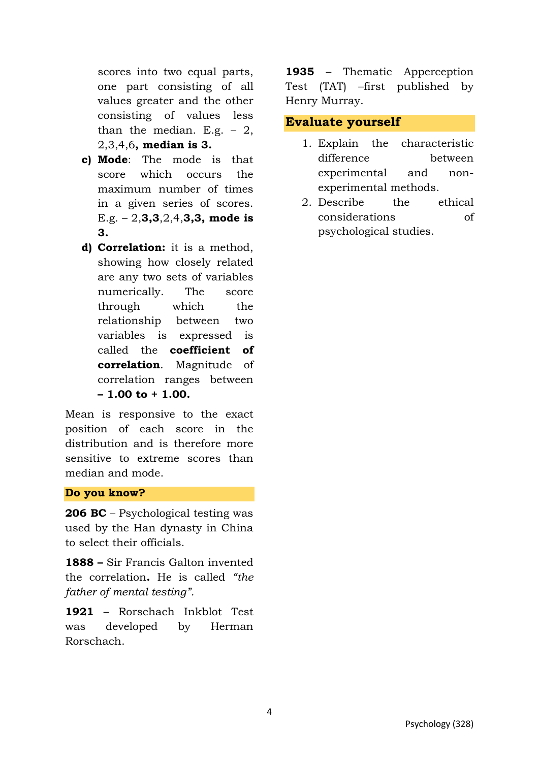scores into two equal parts, one part consisting of all values greater and the other consisting of values less than the median. E.g. – 2, 2,3,4,6**, median is 3.**

c) **Mode**: The mode is that score which occurs the maximum number of times in a given series of scores. E.g. – 2,**3,3**,2,4,**3,3, mode is 3.**

d) **Correlation:** it is a method, showing how closely related are any two sets of variables numerically. The score through which the relationship between two variables is expressed is called the **coefficient of correlation**. Magnitude of correlation ranges between **– 1.00 to + 1.00.**

Mean is responsive to the exact position of each score in the distribution and is therefore more sensitive to extreme scores than median and mode.

**Do you know?**

**206 BC** – Psychological testing was used by the Han dynasty in China to select their officials.

**1888 –** Sir Francis Galton invented the correlation**.** He is called *"the father of mental testing".*

**1921** – Rorschach Inkblot Test was developed by Herman Rorschach.

**1935** – Thematic Apperception Test (TAT) –first published by Henry Murray.

## Evaluate yourself

1. Explain the characteristic difference between experimental and non-experimental methods.
2. Describe the ethical considerations of psychological studies.